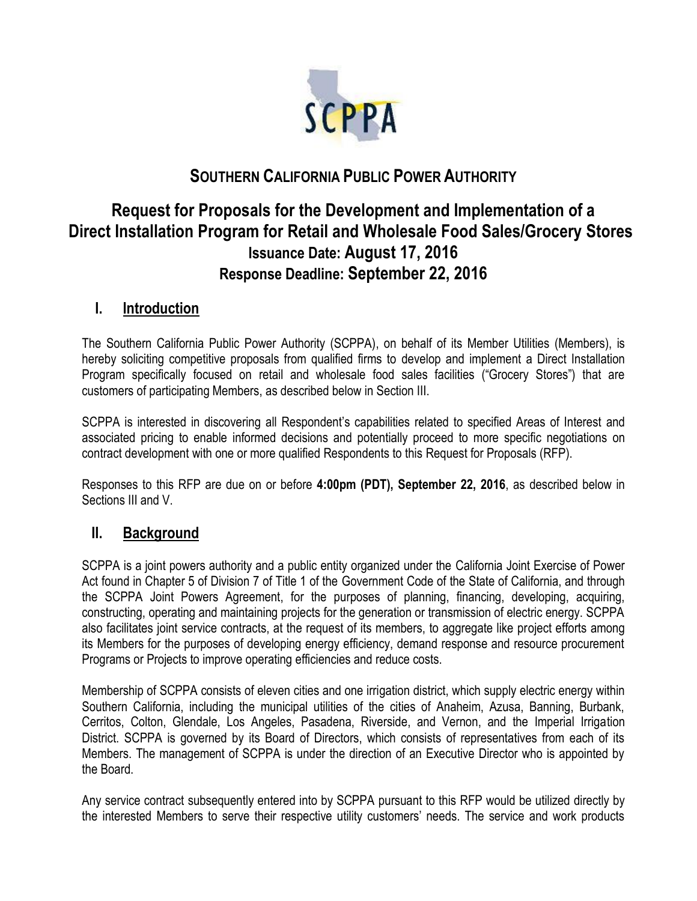# SOUTHERN CALIFORNIA PUBLIC POWER AUTHORITY

## Request for Proposals for the Development and Implementation of a Direct Installation Program for Retail and Wholesale Food Sales/Grocery Stores

### Issuance Date: August 17, 2016

### Response Deadline: September 22, 2016

## I. Introduction

The Southern California Public Power Authority (SCPPA), on behalf of its Member Utilities (Members), is hereby soliciting competitive proposals from qualified firms to develop and implement a Direct Installation Program specifically focused on retail and wholesale food sales facilities ("Grocery Stores") that are customers of participating Members, as described below in Section III.

SCPPA is interested in discovering all Respondent's capabilities related to specified Areas of Interest and associated pricing to enable informed decisions and potentially proceed to more specific negotiations on contract development with one or more qualified Respondents to this Request for Proposals (RFP).

Responses to this RFP are due on or before **4:00pm (PDT), September 22, 2016**, as described below in Sections III and V.

## II. Background

SCPPA is a joint powers authority and a public entity organized under the California Joint Exercise of Power Act found in Chapter 5 of Division 7 of Title 1 of the Government Code of the State of California, and through the SCPPA Joint Powers Agreement, for the purposes of planning, financing, developing, acquiring, constructing, operating and maintaining projects for the generation or transmission of electric energy. SCPPA also facilitates joint service contracts, at the request of its members, to aggregate like project efforts among its Members for the purposes of developing energy efficiency, demand response and resource procurement Programs or Projects to improve operating efficiencies and reduce costs.

Membership of SCPPA consists of eleven cities and one irrigation district, which supply electric energy within Southern California, including the municipal utilities of the cities of Anaheim, Azusa, Banning, Burbank, Cerritos, Colton, Glendale, Los Angeles, Pasadena, Riverside, and Vernon, and the Imperial Irrigation District. SCPPA is governed by its Board of Directors, which consists of representatives from each of its Members. The management of SCPPA is under the direction of an Executive Director who is appointed by the Board.

Any service contract subsequently entered into by SCPPA pursuant to this RFP would be utilized directly by the interested Members to serve their respective utility customers' needs. The service and work products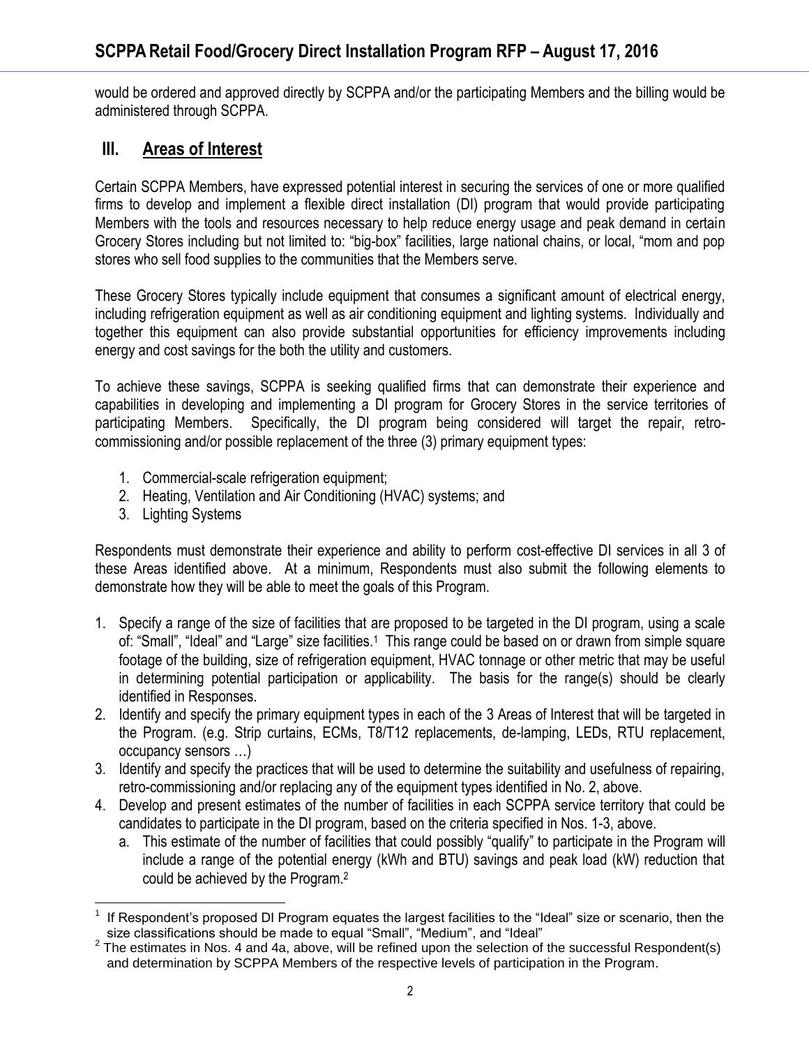would be ordered and approved directly by SCPPA and/or the participating Members and the billing would be administered through SCPPA.

## III. Areas of Interest

Certain SCPPA Members, have expressed potential interest in securing the services of one or more qualified firms to develop and implement a flexible direct installation (DI) program that would provide participating Members with the tools and resources necessary to help reduce energy usage and peak demand in certain Grocery Stores including but not limited to: "big-box" facilities, large national chains, or local, "mom and pop stores who sell food supplies to the communities that the Members serve.

These Grocery Stores typically include equipment that consumes a significant amount of electrical energy, including refrigeration equipment as well as air conditioning equipment and lighting systems. Individually and together this equipment can also provide substantial opportunities for efficiency improvements including energy and cost savings for the both the utility and customers.

To achieve these savings, SCPPA is seeking qualified firms that can demonstrate their experience and capabilities in developing and implementing a DI program for Grocery Stores in the service territories of participating Members. Specifically, the DI program being considered will target the repair, retro-commissioning and/or possible replacement of the three (3) primary equipment types:

1. Commercial-scale refrigeration equipment;
2. Heating, Ventilation and Air Conditioning (HVAC) systems; and
3. Lighting Systems

Respondents must demonstrate their experience and ability to perform cost-effective DI services in all 3 of these Areas identified above. At a minimum, Respondents must also submit the following elements to demonstrate how they will be able to meet the goals of this Program.

1. Specify a range of the size of facilities that are proposed to be targeted in the DI program, using a scale of: "Small", "Ideal" and "Large" size facilities.[1] This range could be based on or drawn from simple square footage of the building, size of refrigeration equipment, HVAC tonnage or other metric that may be useful in determining potential participation or applicability. The basis for the range(s) should be clearly identified in Responses.
2. Identify and specify the primary equipment types in each of the 3 Areas of Interest that will be targeted in the Program. (e.g. Strip curtains, ECMs, T8/T12 replacements, de-lamping, LEDs, RTU replacement, occupancy sensors …)
3. Identify and specify the practices that will be used to determine the suitability and usefulness of repairing, retro-commissioning and/or replacing any of the equipment types identified in No. 2, above.
4. Develop and present estimates of the number of facilities in each SCPPA service territory that could be candidates to participate in the DI program, based on the criteria specified in Nos. 1-3, above.
   a. This estimate of the number of facilities that could possibly "qualify" to participate in the Program will include a range of the potential energy (kWh and BTU) savings and peak load (kW) reduction that could be achieved by the Program.[2]

---

[1] If Respondent's proposed DI Program equates the largest facilities to the "Ideal" size or scenario, then the size classifications should be made to equal "Small", "Medium", and "Ideal"

[2] The estimates in Nos. 4 and 4a, above, will be refined upon the selection of the successful Respondent(s) and determination by SCPPA Members of the respective levels of participation in the Program.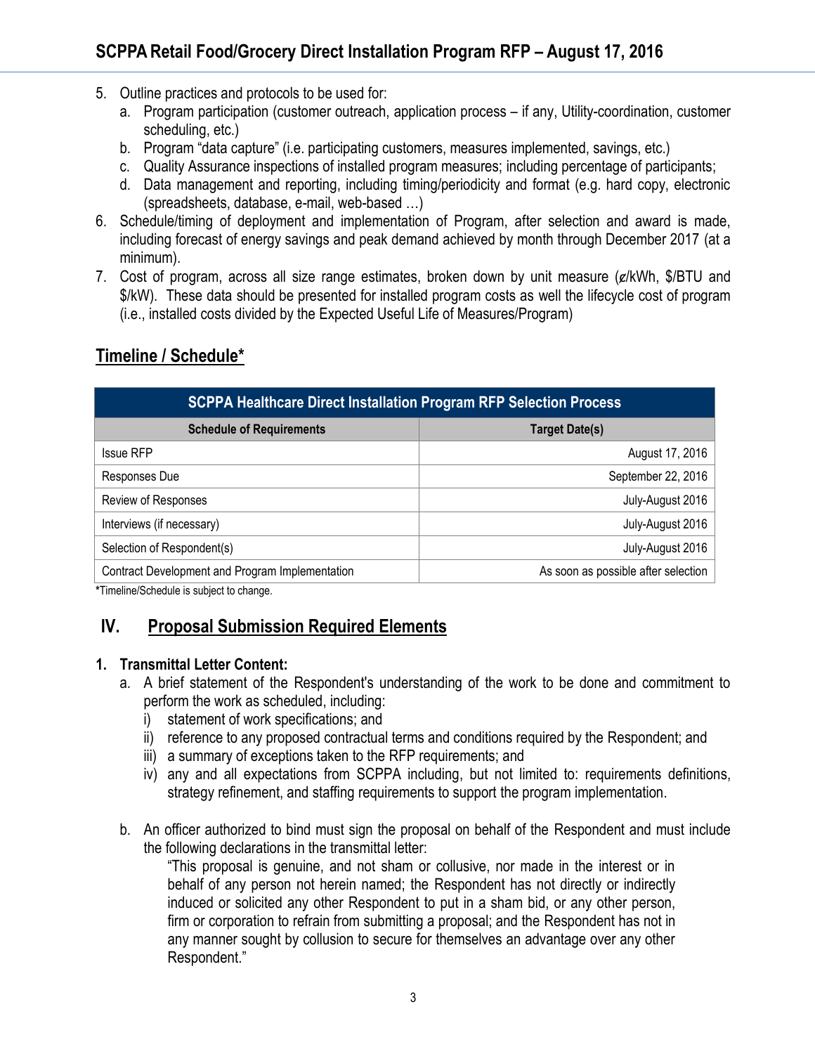5. Outline practices and protocols to be used for:
   a. Program participation (customer outreach, application process – if any, Utility-coordination, customer scheduling, etc.)
   b. Program "data capture" (i.e. participating customers, measures implemented, savings, etc.)
   c. Quality Assurance inspections of installed program measures; including percentage of participants;
   d. Data management and reporting, including timing/periodicity and format (e.g. hard copy, electronic (spreadsheets, database, e-mail, web-based …)
6. Schedule/timing of deployment and implementation of Program, after selection and award is made, including forecast of energy savings and peak demand achieved by month through December 2017 (at a minimum).
7. Cost of program, across all size range estimates, broken down by unit measure (¢/kWh, $/BTU and $/kW). These data should be presented for installed program costs as well the lifecycle cost of program (i.e., installed costs divided by the Expected Useful Life of Measures/Program)

## Timeline / Schedule*

| SCPPA Healthcare Direct Installation Program RFP Selection Process | |
|---|---|
| **Schedule of Requirements** | **Target Date(s)** |
| Issue RFP | August 17, 2016 |
| Responses Due | September 22, 2016 |
| Review of Responses | July-August 2016 |
| Interviews (if necessary) | July-August 2016 |
| Selection of Respondent(s) | July-August 2016 |
| Contract Development and Program Implementation | As soon as possible after selection |

*Timeline/Schedule is subject to change.

## IV. Proposal Submission Required Elements

**1. Transmittal Letter Content:**

a. A brief statement of the Respondent's understanding of the work to be done and commitment to perform the work as scheduled, including:
   i) statement of work specifications; and
   ii) reference to any proposed contractual terms and conditions required by the Respondent; and
   iii) a summary of exceptions taken to the RFP requirements; and
   iv) any and all expectations from SCPPA including, but not limited to: requirements definitions, strategy refinement, and staffing requirements to support the program implementation.

b. An officer authorized to bind must sign the proposal on behalf of the Respondent and must include the following declarations in the transmittal letter:

> "This proposal is genuine, and not sham or collusive, nor made in the interest or in behalf of any person not herein named; the Respondent has not directly or indirectly induced or solicited any other Respondent to put in a sham bid, or any other person, firm or corporation to refrain from submitting a proposal; and the Respondent has not in any manner sought by collusion to secure for themselves an advantage over any other Respondent."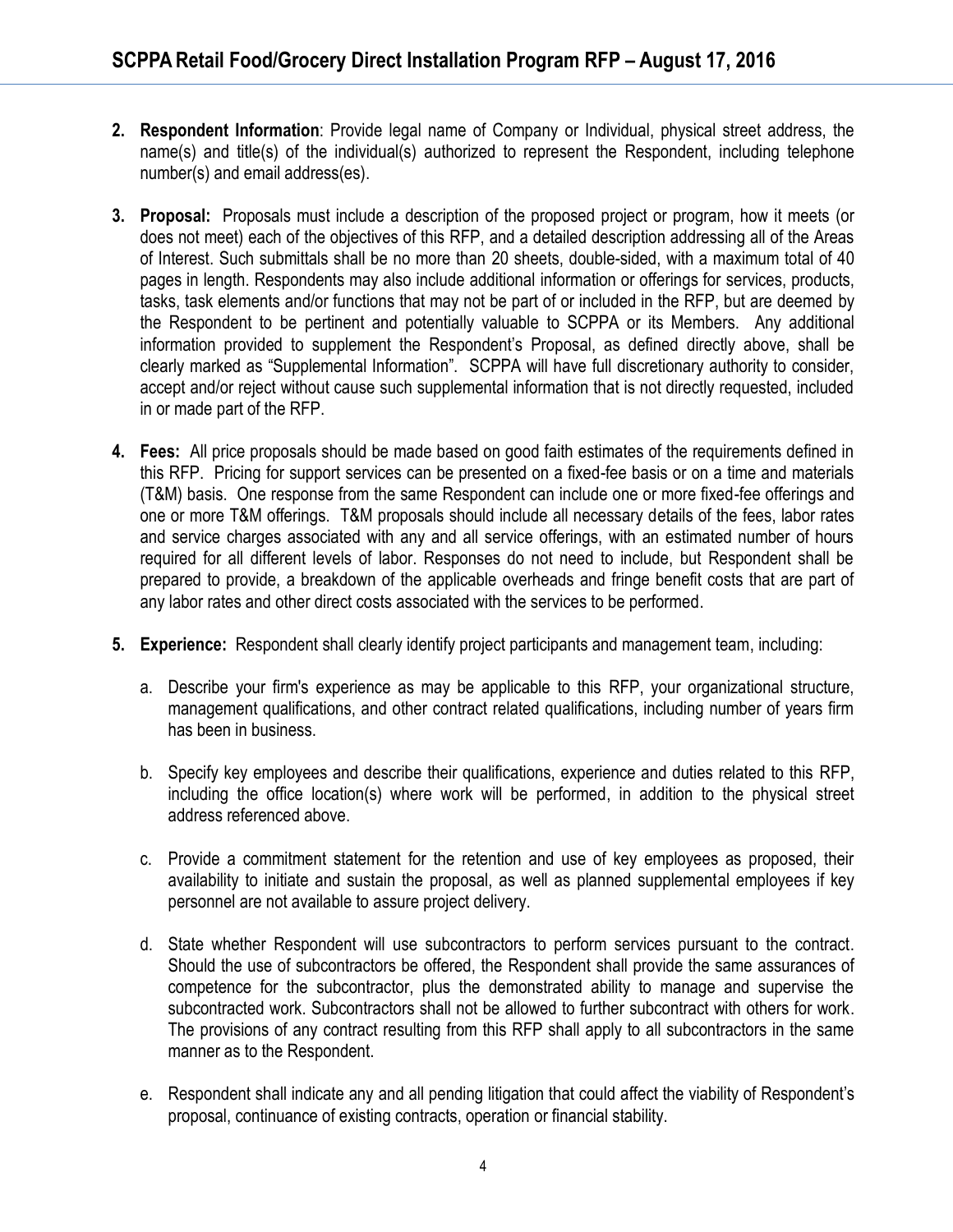2. **Respondent Information**: Provide legal name of Company or Individual, physical street address, the name(s) and title(s) of the individual(s) authorized to represent the Respondent, including telephone number(s) and email address(es).

3. **Proposal:** Proposals must include a description of the proposed project or program, how it meets (or does not meet) each of the objectives of this RFP, and a detailed description addressing all of the Areas of Interest. Such submittals shall be no more than 20 sheets, double-sided, with a maximum total of 40 pages in length. Respondents may also include additional information or offerings for services, products, tasks, task elements and/or functions that may not be part of or included in the RFP, but are deemed by the Respondent to be pertinent and potentially valuable to SCPPA or its Members. Any additional information provided to supplement the Respondent's Proposal, as defined directly above, shall be clearly marked as "Supplemental Information". SCPPA will have full discretionary authority to consider, accept and/or reject without cause such supplemental information that is not directly requested, included in or made part of the RFP.

4. **Fees:** All price proposals should be made based on good faith estimates of the requirements defined in this RFP. Pricing for support services can be presented on a fixed-fee basis or on a time and materials (T&M) basis. One response from the same Respondent can include one or more fixed-fee offerings and one or more T&M offerings. T&M proposals should include all necessary details of the fees, labor rates and service charges associated with any and all service offerings, with an estimated number of hours required for all different levels of labor. Responses do not need to include, but Respondent shall be prepared to provide, a breakdown of the applicable overheads and fringe benefit costs that are part of any labor rates and other direct costs associated with the services to be performed.

5. **Experience:** Respondent shall clearly identify project participants and management team, including:

   a. Describe your firm's experience as may be applicable to this RFP, your organizational structure, management qualifications, and other contract related qualifications, including number of years firm has been in business.

   b. Specify key employees and describe their qualifications, experience and duties related to this RFP, including the office location(s) where work will be performed, in addition to the physical street address referenced above.

   c. Provide a commitment statement for the retention and use of key employees as proposed, their availability to initiate and sustain the proposal, as well as planned supplemental employees if key personnel are not available to assure project delivery.

   d. State whether Respondent will use subcontractors to perform services pursuant to the contract. Should the use of subcontractors be offered, the Respondent shall provide the same assurances of competence for the subcontractor, plus the demonstrated ability to manage and supervise the subcontracted work. Subcontractors shall not be allowed to further subcontract with others for work. The provisions of any contract resulting from this RFP shall apply to all subcontractors in the same manner as to the Respondent.

   e. Respondent shall indicate any and all pending litigation that could affect the viability of Respondent's proposal, continuance of existing contracts, operation or financial stability.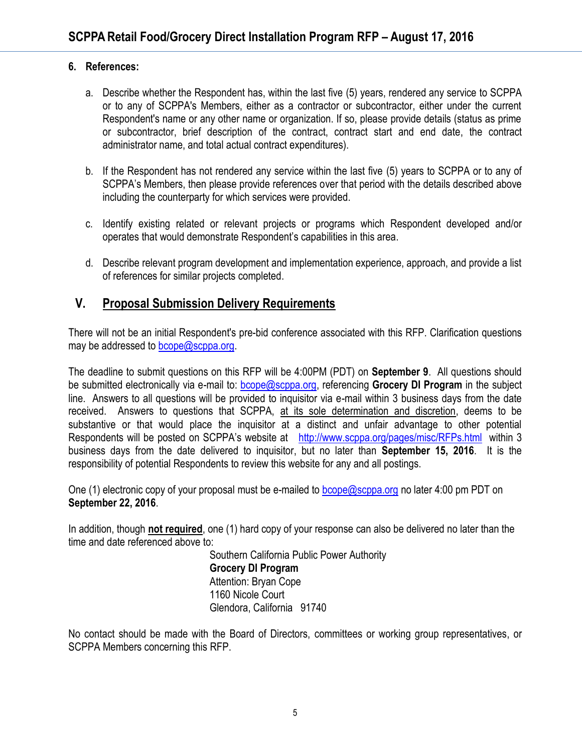6. **References:**

   a. Describe whether the Respondent has, within the last five (5) years, rendered any service to SCPPA or to any of SCPPA's Members, either as a contractor or subcontractor, either under the current Respondent's name or any other name or organization. If so, please provide details (status as prime or subcontractor, brief description of the contract, contract start and end date, the contract administrator name, and total actual contract expenditures).

   b. If the Respondent has not rendered any service within the last five (5) years to SCPPA or to any of SCPPA's Members, then please provide references over that period with the details described above including the counterparty for which services were provided.

   c. Identify existing related or relevant projects or programs which Respondent developed and/or operates that would demonstrate Respondent's capabilities in this area.

   d. Describe relevant program development and implementation experience, approach, and provide a list of references for similar projects completed.

## V. Proposal Submission Delivery Requirements

There will not be an initial Respondent's pre-bid conference associated with this RFP. Clarification questions may be addressed to bcope@scppa.org.

The deadline to submit questions on this RFP will be 4:00PM (PDT) on **September 9**. All questions should be submitted electronically via e-mail to: bcope@scppa.org, referencing **Grocery DI Program** in the subject line. Answers to all questions will be provided to inquisitor via e-mail within 3 business days from the date received. Answers to questions that SCPPA, at its sole determination and discretion, deems to be substantive or that would place the inquisitor at a distinct and unfair advantage to other potential Respondents will be posted on SCPPA's website at http://www.scppa.org/pages/misc/RFPs.html within 3 business days from the date delivered to inquisitor, but no later than **September 15, 2016**. It is the responsibility of potential Respondents to review this website for any and all postings.

One (1) electronic copy of your proposal must be e-mailed to bcope@scppa.org no later 4:00 pm PDT on **September 22, 2016**.

In addition, though **not required**, one (1) hard copy of your response can also be delivered no later than the time and date referenced above to:

Southern California Public Power Authority
**Grocery DI Program**
Attention: Bryan Cope
1160 Nicole Court
Glendora, California 91740

No contact should be made with the Board of Directors, committees or working group representatives, or SCPPA Members concerning this RFP.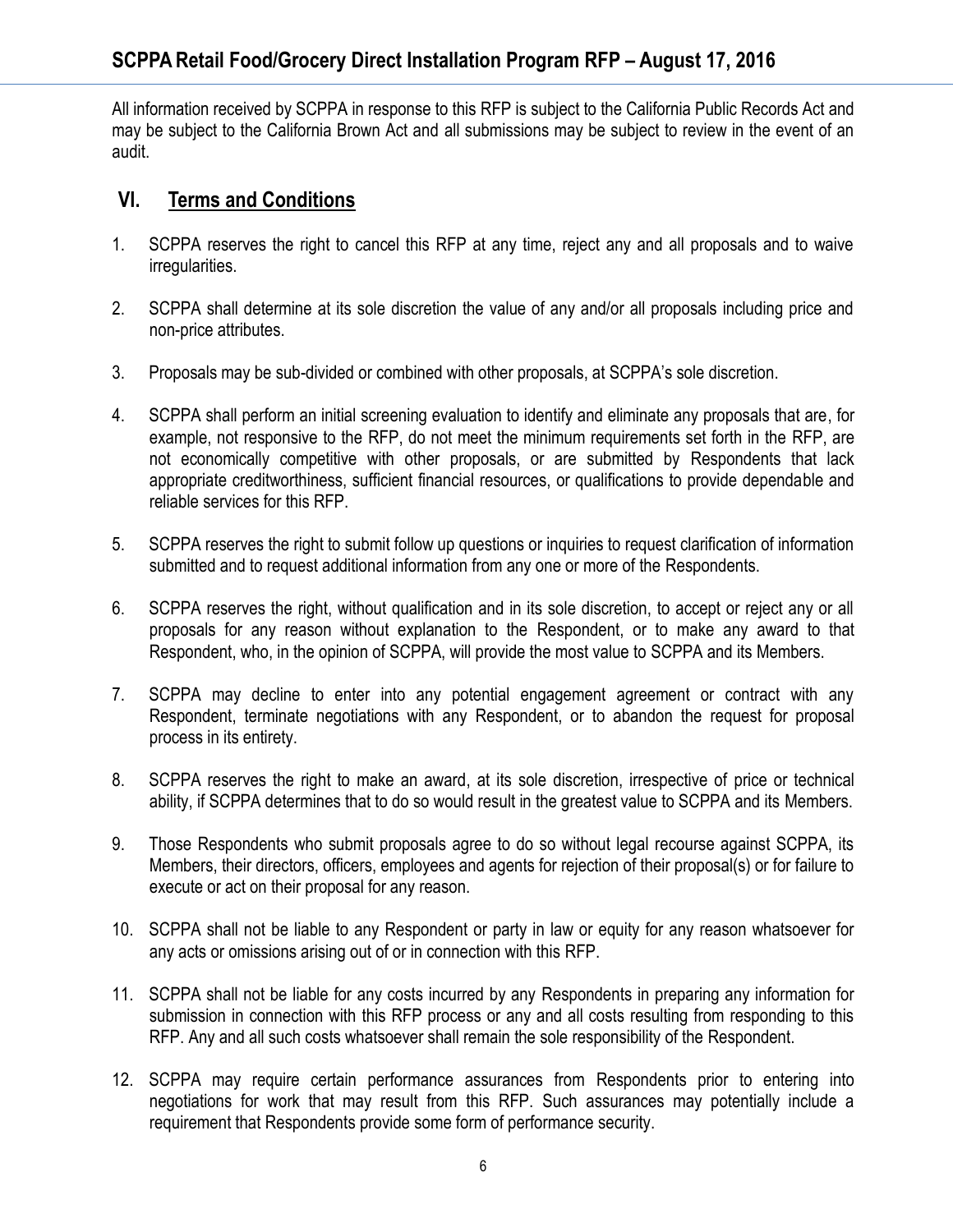All information received by SCPPA in response to this RFP is subject to the California Public Records Act and may be subject to the California Brown Act and all submissions may be subject to review in the event of an audit.

## VI. Terms and Conditions

1. SCPPA reserves the right to cancel this RFP at any time, reject any and all proposals and to waive irregularities.

2. SCPPA shall determine at its sole discretion the value of any and/or all proposals including price and non-price attributes.

3. Proposals may be sub-divided or combined with other proposals, at SCPPA's sole discretion.

4. SCPPA shall perform an initial screening evaluation to identify and eliminate any proposals that are, for example, not responsive to the RFP, do not meet the minimum requirements set forth in the RFP, are not economically competitive with other proposals, or are submitted by Respondents that lack appropriate creditworthiness, sufficient financial resources, or qualifications to provide dependable and reliable services for this RFP.

5. SCPPA reserves the right to submit follow up questions or inquiries to request clarification of information submitted and to request additional information from any one or more of the Respondents.

6. SCPPA reserves the right, without qualification and in its sole discretion, to accept or reject any or all proposals for any reason without explanation to the Respondent, or to make any award to that Respondent, who, in the opinion of SCPPA, will provide the most value to SCPPA and its Members.

7. SCPPA may decline to enter into any potential engagement agreement or contract with any Respondent, terminate negotiations with any Respondent, or to abandon the request for proposal process in its entirety.

8. SCPPA reserves the right to make an award, at its sole discretion, irrespective of price or technical ability, if SCPPA determines that to do so would result in the greatest value to SCPPA and its Members.

9. Those Respondents who submit proposals agree to do so without legal recourse against SCPPA, its Members, their directors, officers, employees and agents for rejection of their proposal(s) or for failure to execute or act on their proposal for any reason.

10. SCPPA shall not be liable to any Respondent or party in law or equity for any reason whatsoever for any acts or omissions arising out of or in connection with this RFP.

11. SCPPA shall not be liable for any costs incurred by any Respondents in preparing any information for submission in connection with this RFP process or any and all costs resulting from responding to this RFP. Any and all such costs whatsoever shall remain the sole responsibility of the Respondent.

12. SCPPA may require certain performance assurances from Respondents prior to entering into negotiations for work that may result from this RFP. Such assurances may potentially include a requirement that Respondents provide some form of performance security.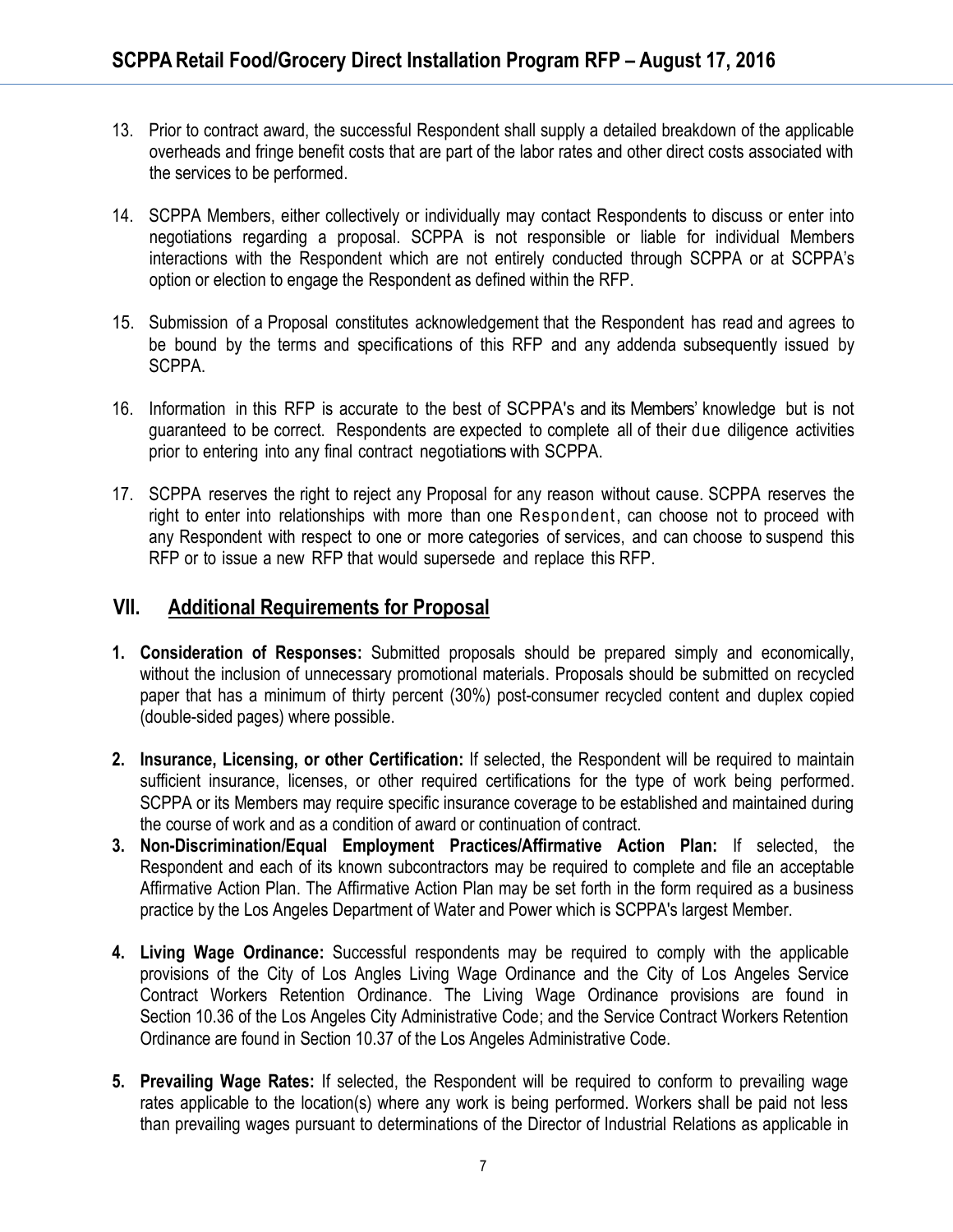13. Prior to contract award, the successful Respondent shall supply a detailed breakdown of the applicable overheads and fringe benefit costs that are part of the labor rates and other direct costs associated with the services to be performed.

14. SCPPA Members, either collectively or individually may contact Respondents to discuss or enter into negotiations regarding a proposal. SCPPA is not responsible or liable for individual Members interactions with the Respondent which are not entirely conducted through SCPPA or at SCPPA's option or election to engage the Respondent as defined within the RFP.

15. Submission of a Proposal constitutes acknowledgement that the Respondent has read and agrees to be bound by the terms and specifications of this RFP and any addenda subsequently issued by SCPPA.

16. Information in this RFP is accurate to the best of SCPPA's and its Members' knowledge but is not guaranteed to be correct. Respondents are expected to complete all of their due diligence activities prior to entering into any final contract negotiations with SCPPA.

17. SCPPA reserves the right to reject any Proposal for any reason without cause. SCPPA reserves the right to enter into relationships with more than one Respondent, can choose not to proceed with any Respondent with respect to one or more categories of services, and can choose to suspend this RFP or to issue a new RFP that would supersede and replace this RFP.

## VII. Additional Requirements for Proposal

1. **Consideration of Responses:** Submitted proposals should be prepared simply and economically, without the inclusion of unnecessary promotional materials. Proposals should be submitted on recycled paper that has a minimum of thirty percent (30%) post-consumer recycled content and duplex copied (double-sided pages) where possible.

2. **Insurance, Licensing, or other Certification:** If selected, the Respondent will be required to maintain sufficient insurance, licenses, or other required certifications for the type of work being performed. SCPPA or its Members may require specific insurance coverage to be established and maintained during the course of work and as a condition of award or continuation of contract.

3. **Non-Discrimination/Equal Employment Practices/Affirmative Action Plan:** If selected, the Respondent and each of its known subcontractors may be required to complete and file an acceptable Affirmative Action Plan. The Affirmative Action Plan may be set forth in the form required as a business practice by the Los Angeles Department of Water and Power which is SCPPA's largest Member.

4. **Living Wage Ordinance:** Successful respondents may be required to comply with the applicable provisions of the City of Los Angles Living Wage Ordinance and the City of Los Angeles Service Contract Workers Retention Ordinance. The Living Wage Ordinance provisions are found in Section 10.36 of the Los Angeles City Administrative Code; and the Service Contract Workers Retention Ordinance are found in Section 10.37 of the Los Angeles Administrative Code.

5. **Prevailing Wage Rates:** If selected, the Respondent will be required to conform to prevailing wage rates applicable to the location(s) where any work is being performed. Workers shall be paid not less than prevailing wages pursuant to determinations of the Director of Industrial Relations as applicable in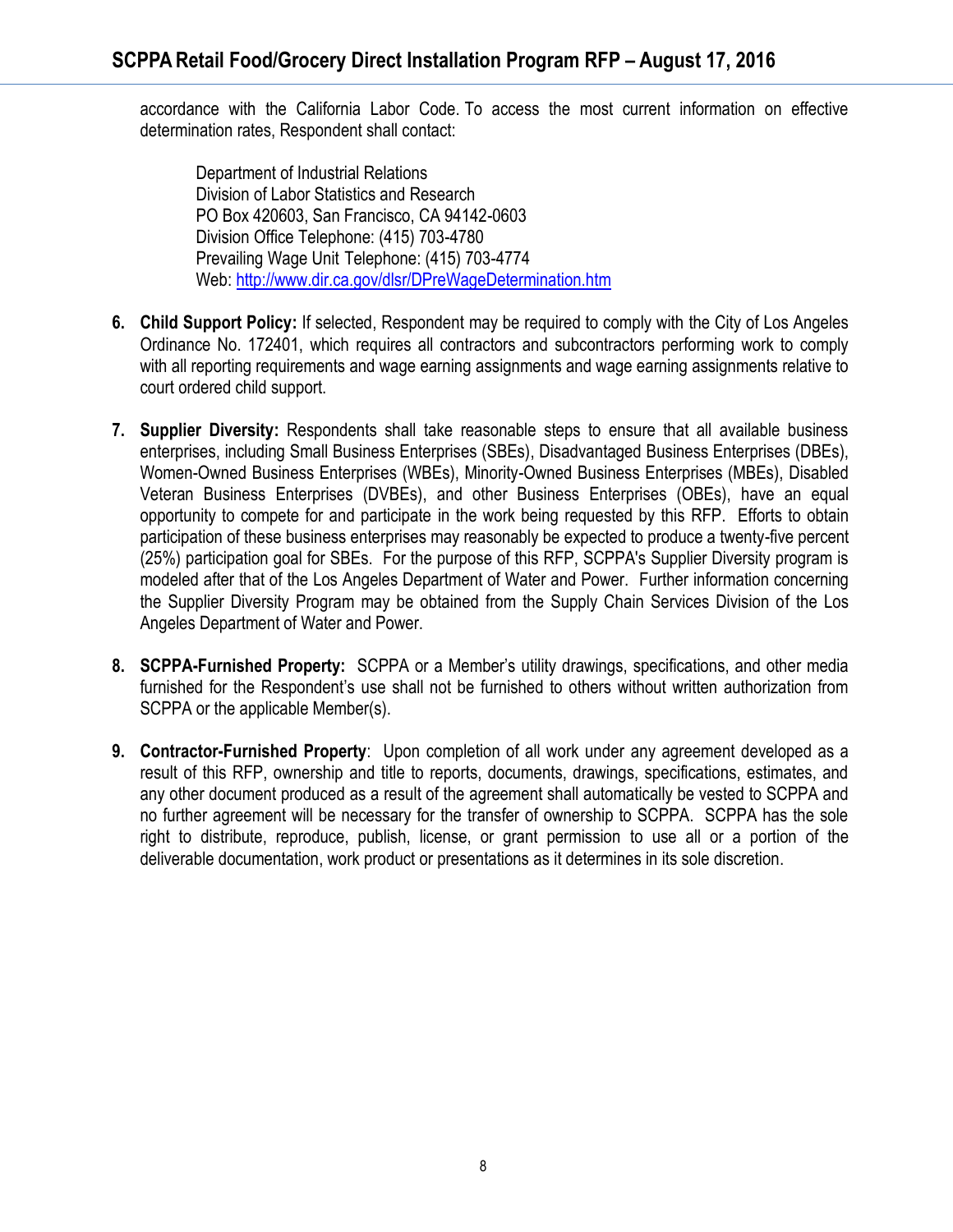accordance with the California Labor Code. To access the most current information on effective determination rates, Respondent shall contact:

> Department of Industrial Relations
> Division of Labor Statistics and Research
> PO Box 420603, San Francisco, CA 94142-0603
> Division Office Telephone: (415) 703-4780
> Prevailing Wage Unit Telephone: (415) 703-4774
> Web: http://www.dir.ca.gov/dlsr/DPreWageDetermination.htm

6. **Child Support Policy:** If selected, Respondent may be required to comply with the City of Los Angeles Ordinance No. 172401, which requires all contractors and subcontractors performing work to comply with all reporting requirements and wage earning assignments and wage earning assignments relative to court ordered child support.

7. **Supplier Diversity:** Respondents shall take reasonable steps to ensure that all available business enterprises, including Small Business Enterprises (SBEs), Disadvantaged Business Enterprises (DBEs), Women-Owned Business Enterprises (WBEs), Minority-Owned Business Enterprises (MBEs), Disabled Veteran Business Enterprises (DVBEs), and other Business Enterprises (OBEs), have an equal opportunity to compete for and participate in the work being requested by this RFP. Efforts to obtain participation of these business enterprises may reasonably be expected to produce a twenty-five percent (25%) participation goal for SBEs. For the purpose of this RFP, SCPPA's Supplier Diversity program is modeled after that of the Los Angeles Department of Water and Power. Further information concerning the Supplier Diversity Program may be obtained from the Supply Chain Services Division of the Los Angeles Department of Water and Power.

8. **SCPPA-Furnished Property:** SCPPA or a Member's utility drawings, specifications, and other media furnished for the Respondent's use shall not be furnished to others without written authorization from SCPPA or the applicable Member(s).

9. **Contractor-Furnished Property**: Upon completion of all work under any agreement developed as a result of this RFP, ownership and title to reports, documents, drawings, specifications, estimates, and any other document produced as a result of the agreement shall automatically be vested to SCPPA and no further agreement will be necessary for the transfer of ownership to SCPPA. SCPPA has the sole right to distribute, reproduce, publish, license, or grant permission to use all or a portion of the deliverable documentation, work product or presentations as it determines in its sole discretion.